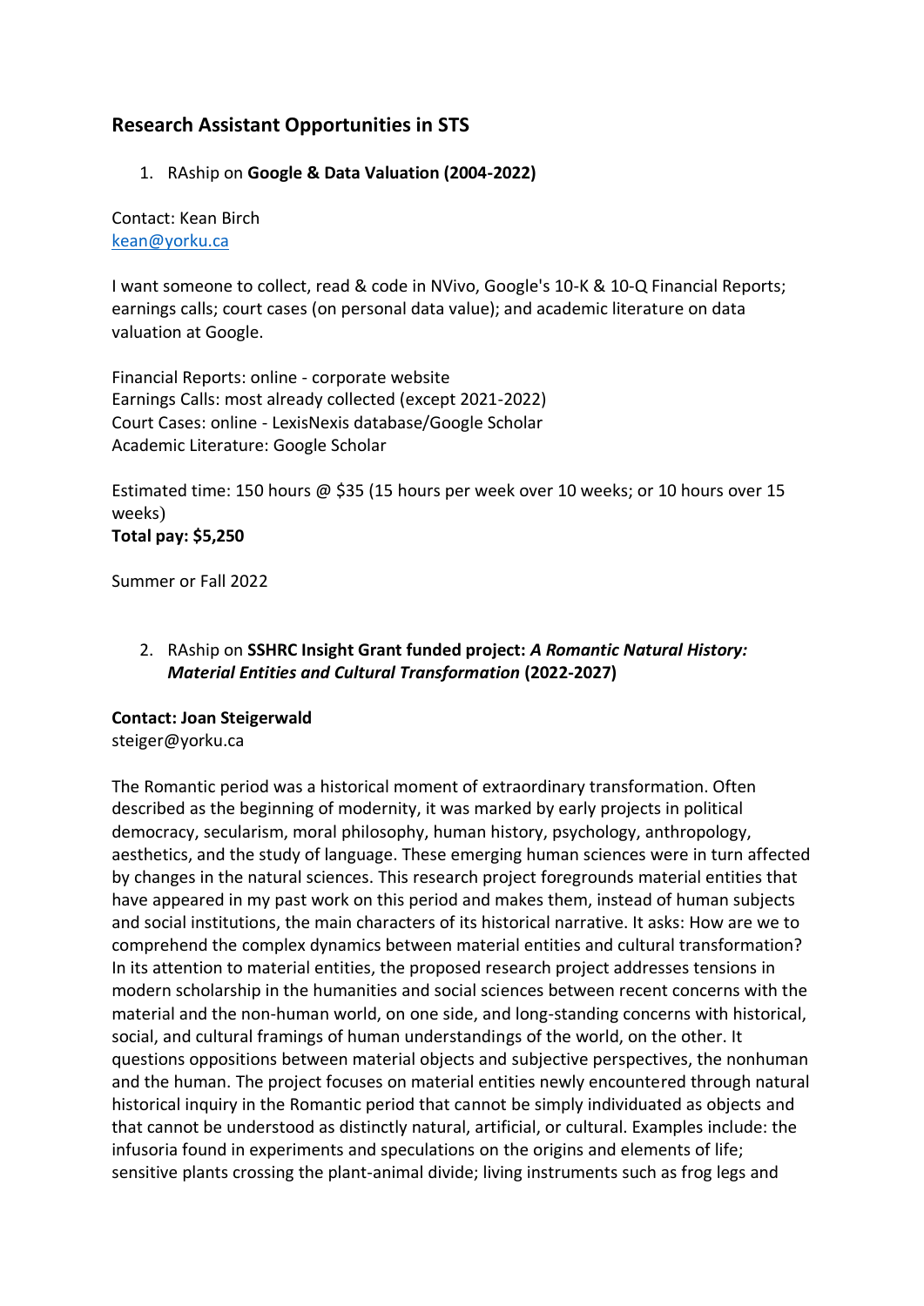## Research Assistant Opportunities in STS

1. RAship on **Google & Data Valuation (2004-2022)**

Contact: Kean Birch
kean@yorku.ca

I want someone to collect, read & code in NVivo, Google's 10-K & 10-Q Financial Reports; earnings calls; court cases (on personal data value); and academic literature on data valuation at Google.

Financial Reports: online - corporate website
Earnings Calls: most already collected (except 2021-2022)
Court Cases: online - LexisNexis database/Google Scholar
Academic Literature: Google Scholar

Estimated time: 150 hours @ $35 (15 hours per week over 10 weeks; or 10 hours over 15 weeks)
**Total pay: $5,250**

Summer or Fall 2022

2. RAship on **SSHRC Insight Grant funded project: *A Romantic Natural History: Material Entities and Cultural Transformation* (2022-2027)**

**Contact: Joan Steigerwald**
steiger@yorku.ca

The Romantic period was a historical moment of extraordinary transformation. Often described as the beginning of modernity, it was marked by early projects in political democracy, secularism, moral philosophy, human history, psychology, anthropology, aesthetics, and the study of language. These emerging human sciences were in turn affected by changes in the natural sciences. This research project foregrounds material entities that have appeared in my past work on this period and makes them, instead of human subjects and social institutions, the main characters of its historical narrative. It asks: How are we to comprehend the complex dynamics between material entities and cultural transformation? In its attention to material entities, the proposed research project addresses tensions in modern scholarship in the humanities and social sciences between recent concerns with the material and the non-human world, on one side, and long-standing concerns with historical, social, and cultural framings of human understandings of the world, on the other. It questions oppositions between material objects and subjective perspectives, the nonhuman and the human. The project focuses on material entities newly encountered through natural historical inquiry in the Romantic period that cannot be simply individuated as objects and that cannot be understood as distinctly natural, artificial, or cultural. Examples include: the infusoria found in experiments and speculations on the origins and elements of life; sensitive plants crossing the plant-animal divide; living instruments such as frog legs and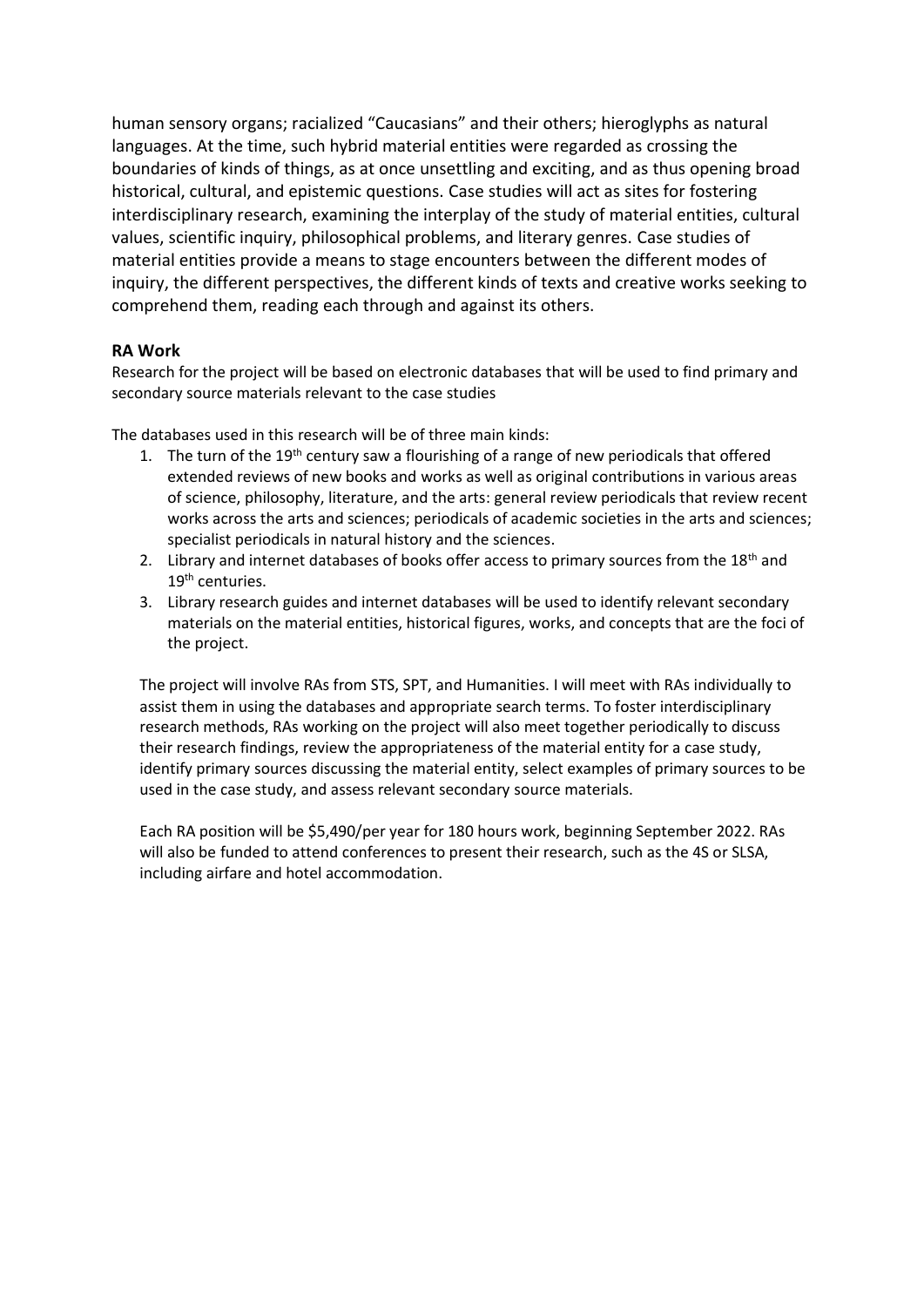human sensory organs; racialized "Caucasians" and their others; hieroglyphs as natural languages. At the time, such hybrid material entities were regarded as crossing the boundaries of kinds of things, as at once unsettling and exciting, and as thus opening broad historical, cultural, and epistemic questions. Case studies will act as sites for fostering interdisciplinary research, examining the interplay of the study of material entities, cultural values, scientific inquiry, philosophical problems, and literary genres. Case studies of material entities provide a means to stage encounters between the different modes of inquiry, the different perspectives, the different kinds of texts and creative works seeking to comprehend them, reading each through and against its others.

**RA Work**

Research for the project will be based on electronic databases that will be used to find primary and secondary source materials relevant to the case studies

The databases used in this research will be of three main kinds:

1. The turn of the 19th century saw a flourishing of a range of new periodicals that offered extended reviews of new books and works as well as original contributions in various areas of science, philosophy, literature, and the arts: general review periodicals that review recent works across the arts and sciences; periodicals of academic societies in the arts and sciences; specialist periodicals in natural history and the sciences.
2. Library and internet databases of books offer access to primary sources from the 18th and 19th centuries.
3. Library research guides and internet databases will be used to identify relevant secondary materials on the material entities, historical figures, works, and concepts that are the foci of the project.

The project will involve RAs from STS, SPT, and Humanities. I will meet with RAs individually to assist them in using the databases and appropriate search terms. To foster interdisciplinary research methods, RAs working on the project will also meet together periodically to discuss their research findings, review the appropriateness of the material entity for a case study, identify primary sources discussing the material entity, select examples of primary sources to be used in the case study, and assess relevant secondary source materials.

Each RA position will be $5,490/per year for 180 hours work, beginning September 2022. RAs will also be funded to attend conferences to present their research, such as the 4S or SLSA, including airfare and hotel accommodation.